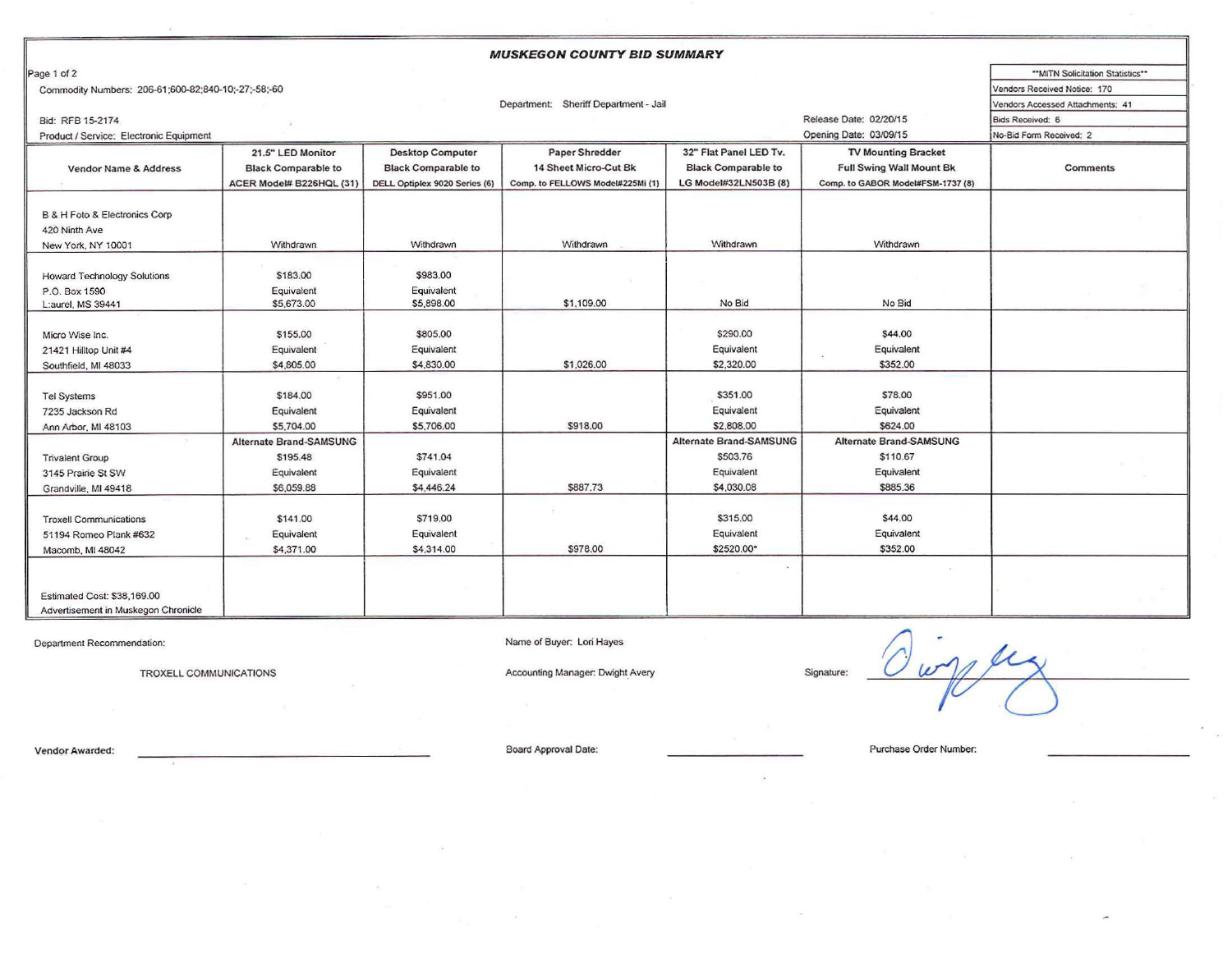# MUSKEGON COUNTY BID SUMMARY

Commodity Numbers: 206-61;600-82;840-10;-27;-58;-60

Department: Sheriff Department - Jail

Bid: RFB 15-2174

Product / Service: Electronic Equipment

Release Date: 02/20/15

Opening Date: 03/09/15

| **MITN Solicitation Statistics** | |
|---|---|
| Vendors Received Notice: | 170 |
| Vendors Accessed Attachments: | 41 |
| Bids Received: | 6 |
| No-Bid Form Received: | 2 |

| Vendor Name & Address | 21.5" LED Monitor Black Comparable to ACER Model# B226HQL (31) | Desktop Computer Black Comparable to DELL Optiplex 9020 Series (6) | Paper Shredder 14 Sheet Micro-Cut Bk Comp. to FELLOWS Model#225Mi (1) | 32" Flat Panel LED Tv. Black Comparable to LG Model#32LN503B (8) | TV Mounting Bracket Full Swing Wall Mount Bk Comp. to GABOR Model#FSM-1737 (8) | Comments |
|---|---|---|---|---|---|---|
| B & H Foto & Electronics Corp 420 Ninth Ave New York, NY 10001 | Withdrawn | Withdrawn | Withdrawn | Withdrawn | Withdrawn | |
| Howard Technology Solutions P.O. Box 1590 Laurel, MS 39441 | $183.00 Equivalent $5,673.00 | $983.00 Equivalent $5,898.00 | $1,109.00 | No Bid | No Bid | |
| Micro Wise Inc. 21421 Hilltop Unit #4 Southfield, MI 48033 | $155.00 Equivalent $4,805.00 | $805.00 Equivalent $4,830.00 | $1,026.00 | $290.00 Equivalent $2,320.00 | $44.00 Equivalent $352.00 | |
| Tel Systems 7235 Jackson Rd Ann Arbor, MI 48103 | $184.00 Equivalent $5,704.00 | $951.00 Equivalent $5,706.00 | $918.00 | $351.00 Equivalent $2,808.00 | $78.00 Equivalent $624.00 | |
| Trivalent Group 3145 Prairie St SW Grandville, MI 49418 | Alternate Brand-SAMSUNG $195.48 Equivalent $6,059.88 | $741.04 Equivalent $4,446.24 | $887.73 | Alternate Brand-SAMSUNG $503.76 Equivalent $4,030.08 | Alternate Brand-SAMSUNG $110.67 Equivalent $885.36 | |
| Troxell Communications 51194 Romeo Plank #632 Macomb, MI 48042 | $141.00 Equivalent $4,371.00 | $719.00 Equivalent $4,314.00 | $978.00 | $315.00 Equivalent $2520.00* | $44.00 Equivalent $352.00 | |
| Estimated Cost: $38,169.00 Advertisement in Muskegon Chronicle | | | | | | |

Department Recommendation: TROXELL COMMUNICATIONS

Name of Buyer: Lori Hayes

Accounting Manager: Dwight Avery

Signature:

Vendor Awarded:

Board Approval Date:

Purchase Order Number: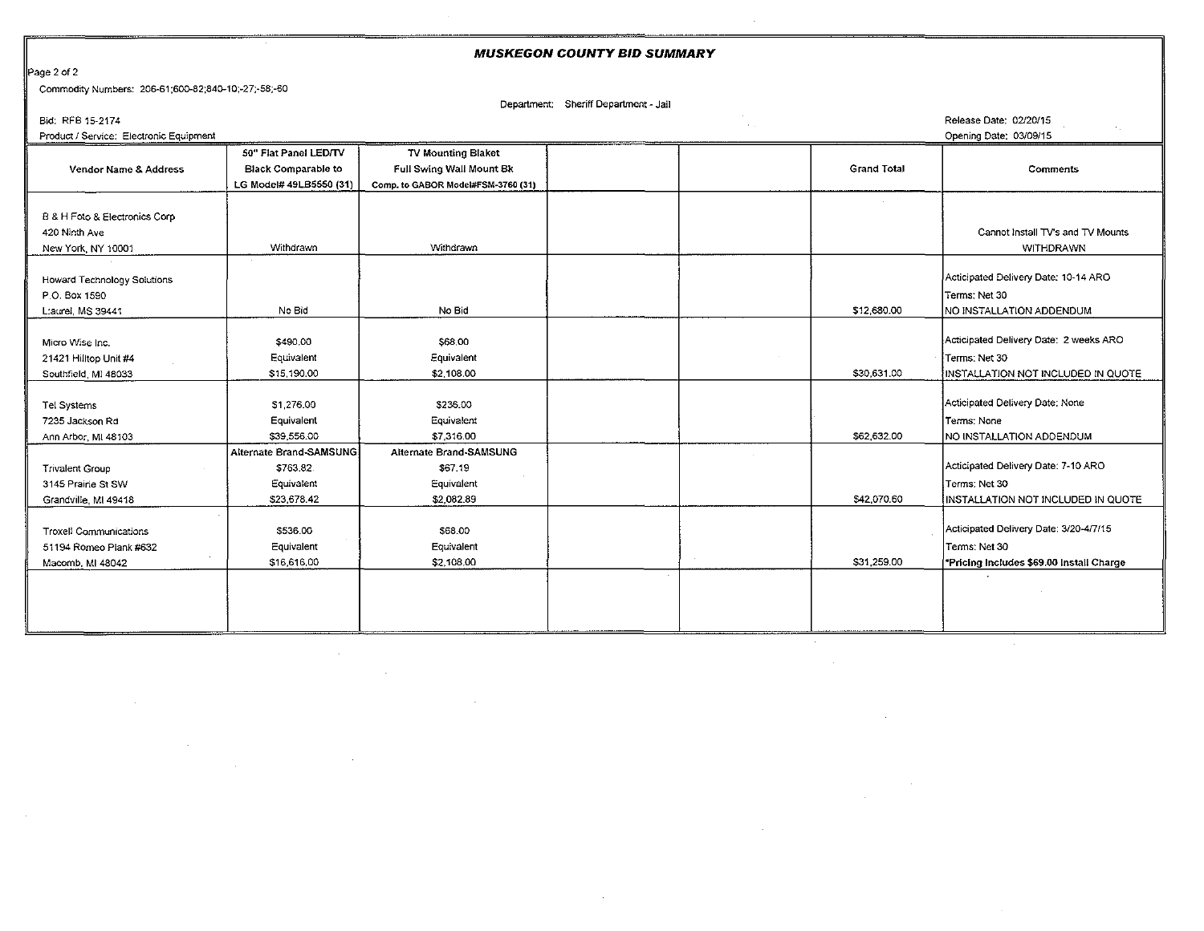# MUSKEGON COUNTY BID SUMMARY

Commodity Numbers: 206-61;600-82;840-10;-27;-58;-60

Department: Sheriff Department - Jail

Bid: RFB 15-2174

Product / Service: Electronic Equipment

Release Date: 02/20/15

Opening Date: 03/09/15

| Vendor Name & Address | 50" Flat Panel LED/TV Black Comparable to LG Model# 49LB5550 (31) | TV Mounting Blaket Full Swing Wall Mount Bk Comp. to GABOR Model#FSM-3760 (31) | | | Grand Total | Comments |
|---|---|---|---|---|---|---|
| B & H Foto & Electronics Corp<br>420 Ninth Ave<br>New York, NY 10001 | Withdrawn | Withdrawn | | | | Cannot Install TV's and TV Mounts<br>WITHDRAWN |
| Howard Technology Solutions<br>P.O. Box 1590<br>Laurel, MS 39441 | No Bid | No Bid | | | $12,680.00 | Acticipated Delivery Date: 10-14 ARO<br>Terms: Net 30<br>NO INSTALLATION ADDENDUM |
| Micro Wise Inc.<br>21421 Hilltop Unit #4<br>Southfield, MI 48033 | $490.00<br>Equivalent<br>$15,190.00 | $68.00<br>Equivalent<br>$2,108.00 | | | $30,631.00 | Acticipated Delivery Date: 2 weeks ARO<br>Terms: Net 30<br>INSTALLATION NOT INCLUDED IN QUOTE |
| Tel Systems<br>7235 Jackson Rd<br>Ann Arbor, MI 48103 | $1,276.00<br>Equivalent<br>$39,556.00 | $236.00<br>Equivalent<br>$7,316.00 | | | $62,632.00 | Acticipated Delivery Date: None<br>Terms: None<br>NO INSTALLATION ADDENDUM |
| Trivalent Group<br>3145 Prairie St SW<br>Grandville, MI 49418 | Alternate Brand-SAMSUNG<br>$763.82<br>Equivalent<br>$23,678.42 | Alternate Brand-SAMSUNG<br>$67.19<br>Equivalent<br>$2,082.89 | | | $42,070.60 | Acticipated Delivery Date: 7-10 ARO<br>Terms: Net 30<br>INSTALLATION NOT INCLUDED IN QUOTE |
| Troxell Communications<br>51194 Romeo Plank #632<br>Macomb, MI 48042 | $536.00<br>Equivalent<br>$16,616.00 | $68.00<br>Equivalent<br>$2,108.00 | | | $31,259.00 | Acticipated Delivery Date: 3/20-4/7/15<br>Terms: Net 30<br>*Pricing Includes $69.00 Install Charge |
| | | | | | | |